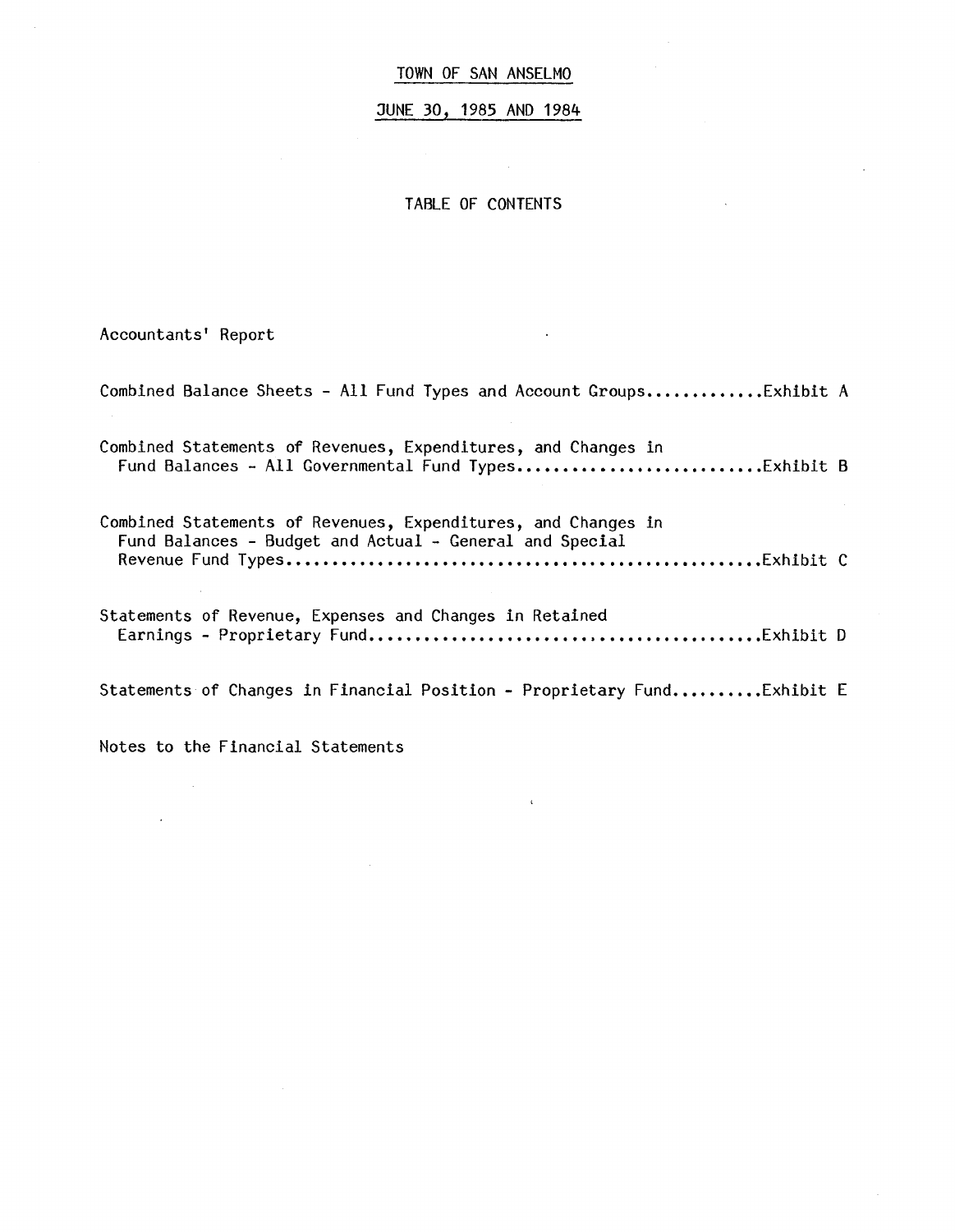# TOWN OF SAN ANSELMO

## JUNE 30, 1985 AND 1984

### TABLE OF CONTENTS

Accountants' Report

Combined Balance Sheets - All Fund Types and Account Groups.............Exhibit A

Combined Statements of Revenues, Expenditures, and Changes in Fund Balances - All Governmental Fund Types...........................Exhibit B

Combined Statements of Revenues, Expenditures, and Changes in Fund Balances - Budget and Actual - General and Special Revenue Fund Types..................................................Exhibit C

Statements of Revenue, Expenses and Changes in Retained Earnings - Proprietary Fund..........................................Exhibit D

Statements of Changes in Financial Position - Proprietary Fund..........Exhibit E

Notes to the Financial Statements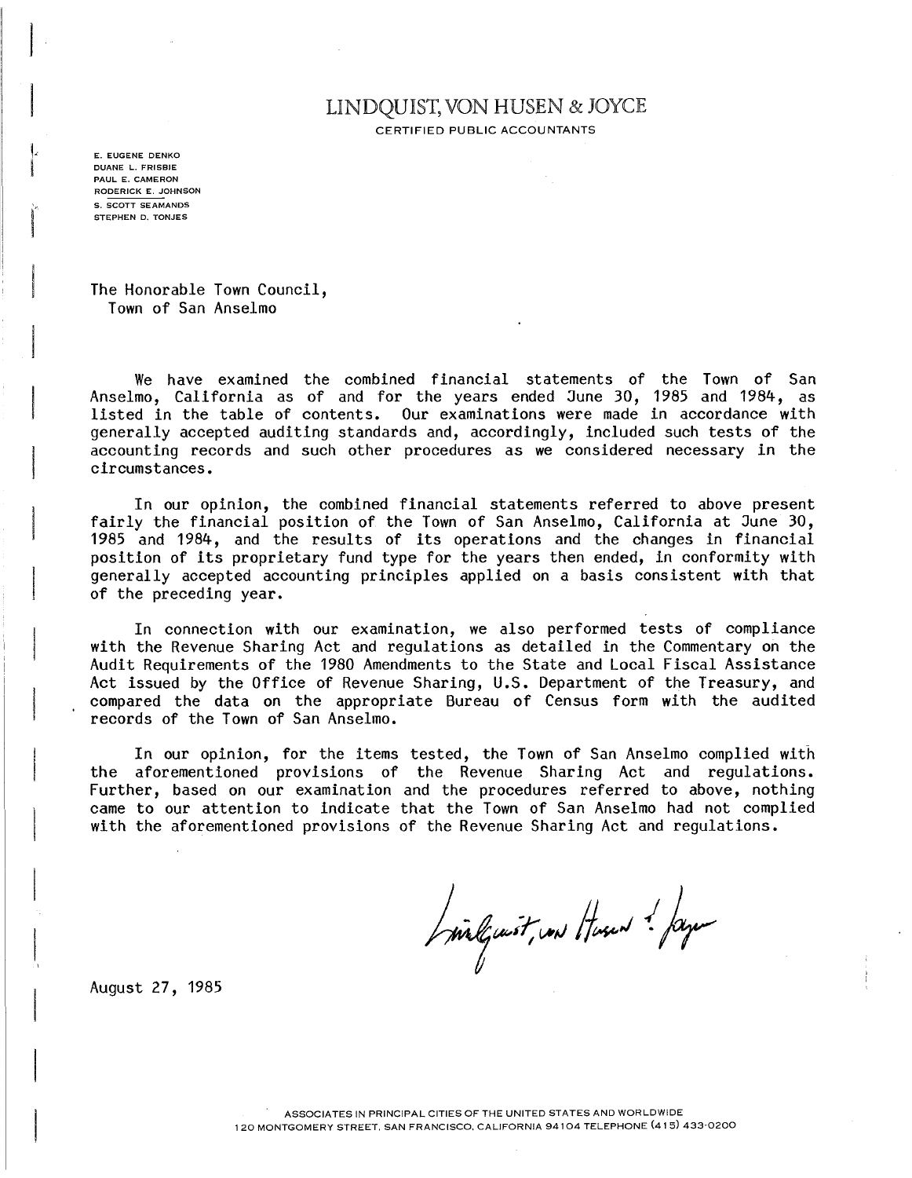# LINDQUIST, VON HUSEN & JOYCE

CERTIFIED PUBLIC ACCOUNTANTS

E. EUGENE DENKO
DUANE L. FRISBIE
PAUL E. CAMERON
RODERICK E. JOHNSON
S. SCOTT SEAMANDS
STEPHEN D. TONJES

The Honorable Town Council,
Town of San Anselmo

We have examined the combined financial statements of the Town of San Anselmo, California as of and for the years ended June 30, 1985 and 1984, as listed in the table of contents. Our examinations were made in accordance with generally accepted auditing standards and, accordingly, included such tests of the accounting records and such other procedures as we considered necessary in the circumstances.

In our opinion, the combined financial statements referred to above present fairly the financial position of the Town of San Anselmo, California at June 30, 1985 and 1984, and the results of its operations and the changes in financial position of its proprietary fund type for the years then ended, in conformity with generally accepted accounting principles applied on a basis consistent with that of the preceding year.

In connection with our examination, we also performed tests of compliance with the Revenue Sharing Act and regulations as detailed in the Commentary on the Audit Requirements of the 1980 Amendments to the State and Local Fiscal Assistance Act issued by the Office of Revenue Sharing, U.S. Department of the Treasury, and compared the data on the appropriate Bureau of Census form with the audited records of the Town of San Anselmo.

In our opinion, for the items tested, the Town of San Anselmo complied with the aforementioned provisions of the Revenue Sharing Act and regulations. Further, based on our examination and the procedures referred to above, nothing came to our attention to indicate that the Town of San Anselmo had not complied with the aforementioned provisions of the Revenue Sharing Act and regulations.

Lindquist, von Husen & Joyce

August 27, 1985

ASSOCIATES IN PRINCIPAL CITIES OF THE UNITED STATES AND WORLDWIDE
120 MONTGOMERY STREET, SAN FRANCISCO, CALIFORNIA 94104 TELEPHONE (415) 433-0200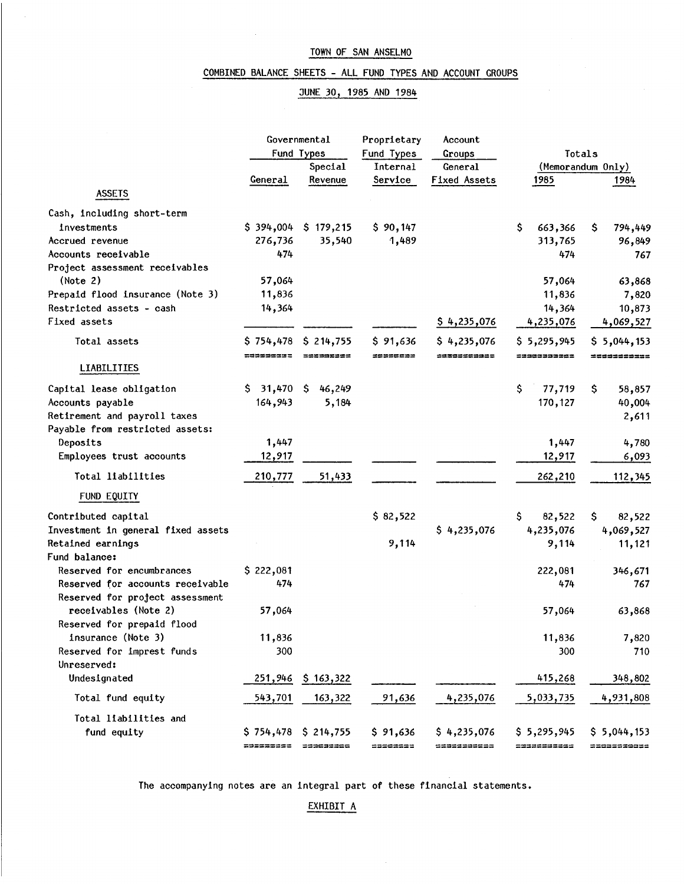# TOWN OF SAN ANSELMO

## COMBINED BALANCE SHEETS - ALL FUND TYPES AND ACCOUNT GROUPS

### JUNE 30, 1985 AND 1984

| | Governmental Fund Types | | Proprietary Fund Types | Account Groups | Totals (Memorandum Only) | |
|---|---|---|---|---|---|---|
| | General | Special Revenue | Internal Service | General Fixed Assets | 1985 | 1984 |
| **ASSETS** | | | | | | |
| Cash, including short-term investments | $ 394,004 | $ 179,215 | $ 90,147 | | $ 663,366 | $ 794,449 |
| Accrued revenue | 276,736 | 35,540 | 1,489 | | 313,765 | 96,849 |
| Accounts receivable | 474 | | | | 474 | 767 |
| Project assessment receivables (Note 2) | 57,064 | | | | 57,064 | 63,868 |
| Prepaid flood insurance (Note 3) | 11,836 | | | | 11,836 | 7,820 |
| Restricted assets - cash | 14,364 | | | | 14,364 | 10,873 |
| Fixed assets | | | | $ 4,235,076 | 4,235,076 | 4,069,527 |
| Total assets | $ 754,478 | $ 214,755 | $ 91,636 | $ 4,235,076 | $ 5,295,945 | $ 5,044,153 |
| **LIABILITIES** | | | | | | |
| Capital lease obligation | $ 31,470 | $ 46,249 | | | $ 77,719 | $ 58,857 |
| Accounts payable | 164,943 | 5,184 | | | 170,127 | 40,004 |
| Retirement and payroll taxes | | | | | | 2,611 |
| Payable from restricted assets: | | | | | | |
| Deposits | 1,447 | | | | 1,447 | 4,780 |
| Employees trust accounts | 12,917 | | | | 12,917 | 6,093 |
| Total liabilities | 210,777 | 51,433 | | | 262,210 | 112,345 |
| **FUND EQUITY** | | | | | | |
| Contributed capital | | | $ 82,522 | | $ 82,522 | $ 82,522 |
| Investment in general fixed assets | | | | $ 4,235,076 | 4,235,076 | 4,069,527 |
| Retained earnings | | | 9,114 | | 9,114 | 11,121 |
| Fund balance: | | | | | | |
| Reserved for encumbrances | $ 222,081 | | | | 222,081 | 346,671 |
| Reserved for accounts receivable | 474 | | | | 474 | 767 |
| Reserved for project assessment receivables (Note 2) | 57,064 | | | | 57,064 | 63,868 |
| Reserved for prepaid flood insurance (Note 3) | 11,836 | | | | 11,836 | 7,820 |
| Reserved for imprest funds | 300 | | | | 300 | 710 |
| Unreserved: | | | | | | |
| Undesignated | 251,946 | $ 163,322 | | | 415,268 | 348,802 |
| Total fund equity | 543,701 | 163,322 | 91,636 | 4,235,076 | 5,033,735 | 4,931,808 |
| Total liabilities and fund equity | $ 754,478 | $ 214,755 | $ 91,636 | $ 4,235,076 | $ 5,295,945 | $ 5,044,153 |

The accompanying notes are an integral part of these financial statements.

EXHIBIT A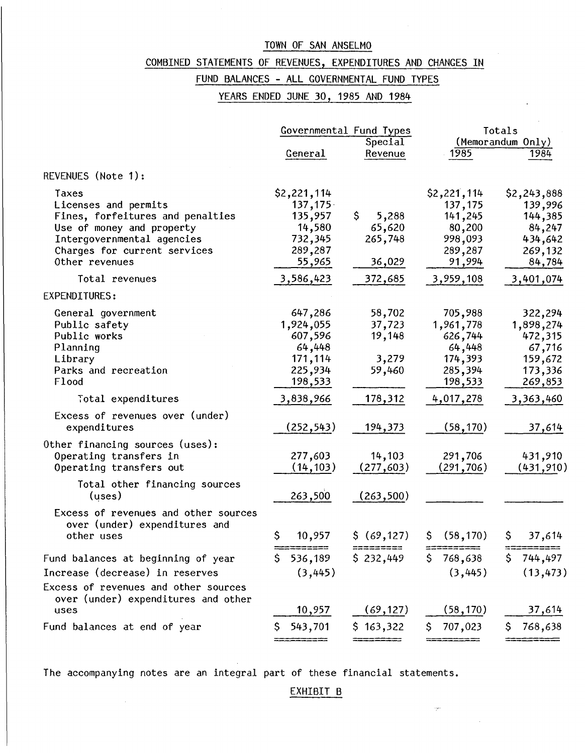# TOWN OF SAN ANSELMO

## COMBINED STATEMENTS OF REVENUES, EXPENDITURES AND CHANGES IN FUND BALANCES - ALL GOVERNMENTAL FUND TYPES

### YEARS ENDED JUNE 30, 1985 AND 1984

| | Governmental Fund Types | | Totals (Memorandum Only) | |
|---|---|---|---|---|
| | General | Special Revenue | 1985 | 1984 |
| REVENUES (Note 1): | | | | |
| Taxes | $2,221,114 | | $2,221,114 | $2,243,888 |
| Licenses and permits | 137,175 | | 137,175 | 139,996 |
| Fines, forfeitures and penalties | 135,957 | $ 5,288 | 141,245 | 144,385 |
| Use of money and property | 14,580 | 65,620 | 80,200 | 84,247 |
| Intergovernmental agencies | 732,345 | 265,748 | 998,093 | 434,642 |
| Charges for current services | 289,287 | | 289,287 | 269,132 |
| Other revenues | 55,965 | 36,029 | 91,994 | 84,784 |
| Total revenues | 3,586,423 | 372,685 | 3,959,108 | 3,401,074 |
| EXPENDITURES: | | | | |
| General government | 647,286 | 58,702 | 705,988 | 322,294 |
| Public safety | 1,924,055 | 37,723 | 1,961,778 | 1,898,274 |
| Public works | 607,596 | 19,148 | 626,744 | 472,315 |
| Planning | 64,448 | | 64,448 | 67,716 |
| Library | 171,114 | 3,279 | 174,393 | 159,672 |
| Parks and recreation | 225,934 | 59,460 | 285,394 | 173,336 |
| Flood | 198,533 | | 198,533 | 269,853 |
| Total expenditures | 3,838,966 | 178,312 | 4,017,278 | 3,363,460 |
| Excess of revenues over (under) expenditures | (252,543) | 194,373 | (58,170) | 37,614 |
| Other financing sources (uses): | | | | |
| Operating transfers in | 277,603 | 14,103 | 291,706 | 431,910 |
| Operating transfers out | (14,103) | (277,603) | (291,706) | (431,910) |
| Total other financing sources (uses) | 263,500 | (263,500) | | |
| Excess of revenues and other sources over (under) expenditures and other uses | $ 10,957 | $ (69,127) | $ (58,170) | $ 37,614 |
| Fund balances at beginning of year | $ 536,189 | $ 232,449 | $ 768,638 | $ 744,497 |
| Increase (decrease) in reserves | (3,445) | | (3,445) | (13,473) |
| Excess of revenues and other sources over (under) expenditures and other uses | 10,957 | (69,127) | (58,170) | 37,614 |
| Fund balances at end of year | $ 543,701 | $ 163,322 | $ 707,023 | $ 768,638 |

The accompanying notes are an integral part of these financial statements.

EXHIBIT B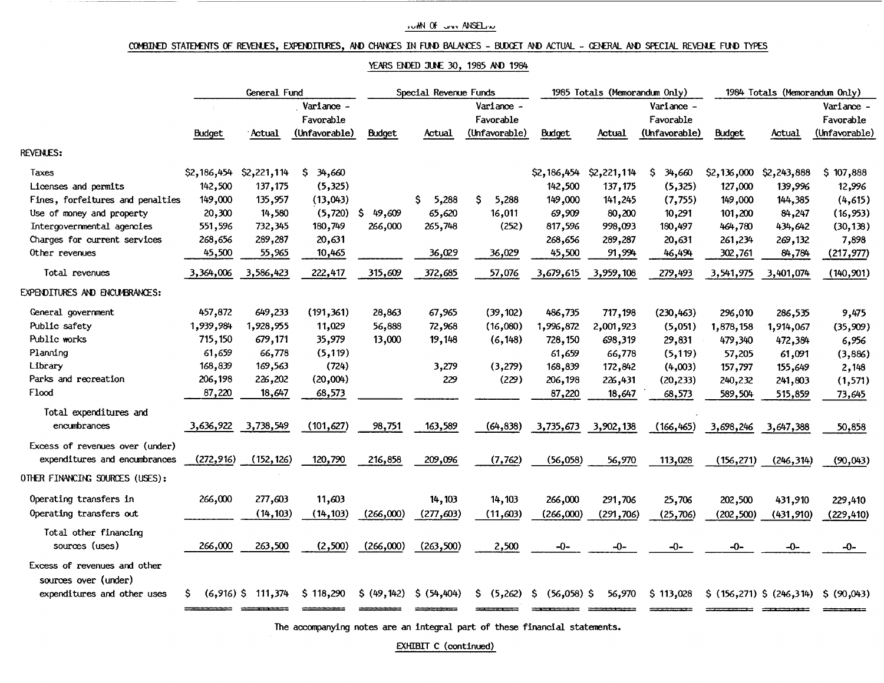TOWN OF SAN ANSELMO

COMBINED STATEMENTS OF REVENUES, EXPENDITURES, AND CHANGES IN FUND BALANCES - BUDGET AND ACTUAL - GENERAL AND SPECIAL REVENUE FUND TYPES

YEARS ENDED JUNE 30, 1985 AND 1984

| | General Fund | | | Special Revenue Funds | | | 1985 Totals (Memorandum Only) | | | 1984 Totals (Memorandum Only) | | |
|---|---|---|---|---|---|---|---|---|---|---|---|---|
| | Budget | Actual | Variance - Favorable (Unfavorable) | Budget | Actual | Variance - Favorable (Unfavorable) | Budget | Actual | Variance - Favorable (Unfavorable) | Budget | Actual | Variance - Favorable (Unfavorable) |
| REVENUES: | | | | | | | | | | | | |
| Taxes | $2,186,454 | $2,221,114 | $ 34,660 | | | | $2,186,454 | $2,221,114 | $ 34,660 | $2,136,000 | $2,243,888 | $ 107,888 |
| Licenses and permits | 142,500 | 137,175 | (5,325) | | | | 142,500 | 137,175 | (5,325) | 127,000 | 139,996 | 12,996 |
| Fines, forfeitures and penalties | 149,000 | 135,957 | (13,043) | | $ 5,288 | $ 5,288 | 149,000 | 141,245 | (7,755) | 149,000 | 144,385 | (4,615) |
| Use of money and property | 20,300 | 14,580 | (5,720) | $ 49,609 | 65,620 | 16,011 | 69,909 | 80,200 | 10,291 | 101,200 | 84,247 | (16,953) |
| Intergovernmental agencies | 551,596 | 732,345 | 180,749 | 266,000 | 265,748 | (252) | 817,596 | 998,093 | 180,497 | 464,780 | 434,642 | (30,138) |
| Charges for current services | 268,656 | 289,287 | 20,631 | | | | 268,656 | 289,287 | 20,631 | 261,234 | 269,132 | 7,898 |
| Other revenues | 45,500 | 55,965 | 10,465 | | 36,029 | 36,029 | 45,500 | 91,994 | 46,494 | 302,761 | 84,784 | (217,977) |
| Total revenues | 3,364,006 | 3,586,423 | 222,417 | 315,609 | 372,685 | 57,076 | 3,679,615 | 3,959,108 | 279,493 | 3,541,975 | 3,401,074 | (140,901) |
| EXPENDITURES AND ENCUMBRANCES: | | | | | | | | | | | | |
| General government | 457,872 | 649,233 | (191,361) | 28,863 | 67,965 | (39,102) | 486,735 | 717,198 | (230,463) | 296,010 | 286,535 | 9,475 |
| Public safety | 1,939,984 | 1,928,955 | 11,029 | 56,888 | 72,968 | (16,080) | 1,996,872 | 2,001,923 | (5,051) | 1,878,158 | 1,914,067 | (35,909) |
| Public works | 715,150 | 679,171 | 35,979 | 13,000 | 19,148 | (6,148) | 728,150 | 698,319 | 29,831 | 479,340 | 472,384 | 6,956 |
| Planning | 61,659 | 66,778 | (5,119) | | | | 61,659 | 66,778 | (5,119) | 57,205 | 61,091 | (3,886) |
| Library | 168,839 | 169,563 | (724) | | 3,279 | (3,279) | 168,839 | 172,842 | (4,003) | 157,797 | 155,649 | 2,148 |
| Parks and recreation | 206,198 | 226,202 | (20,004) | | 229 | (229) | 206,198 | 226,431 | (20,233) | 240,232 | 241,803 | (1,571) |
| Flood | 87,220 | 18,647 | 68,573 | | | | 87,220 | 18,647 | 68,573 | 589,504 | 515,859 | 73,645 |
| Total expenditures and encumbrances | 3,636,922 | 3,738,549 | (101,627) | 98,751 | 163,589 | (64,838) | 3,735,673 | 3,902,138 | (166,465) | 3,698,246 | 3,647,388 | 50,858 |
| Excess of revenues over (under) expenditures and encumbrances | (272,916) | (152,126) | 120,790 | 216,858 | 209,096 | (7,762) | (56,058) | 56,970 | 113,028 | (156,271) | (246,314) | (90,043) |
| OTHER FINANCING SOURCES (USES): | | | | | | | | | | | | |
| Operating transfers in | 266,000 | 277,603 | 11,603 | | 14,103 | 14,103 | 266,000 | 291,706 | 25,706 | 202,500 | 431,910 | 229,410 |
| Operating transfers out | | (14,103) | (14,103) | (266,000) | (277,603) | (11,603) | (266,000) | (291,706) | (25,706) | (202,500) | (431,910) | (229,410) |
| Total other financing sources (uses) | 266,000 | 263,500 | (2,500) | (266,000) | (263,500) | 2,500 | -0- | -0- | -0- | -0- | -0- | -0- |
| Excess of revenues and other sources over (under) expenditures and other uses | $ (6,916) | $ 111,374 | $ 118,290 | $ (49,142) | $ (54,404) | $ (5,262) | $ (56,058) | $ 56,970 | $ 113,028 | $ (156,271) | $ (246,314) | $ (90,043) |

The accompanying notes are an integral part of these financial statements.

EXHIBIT C (continued)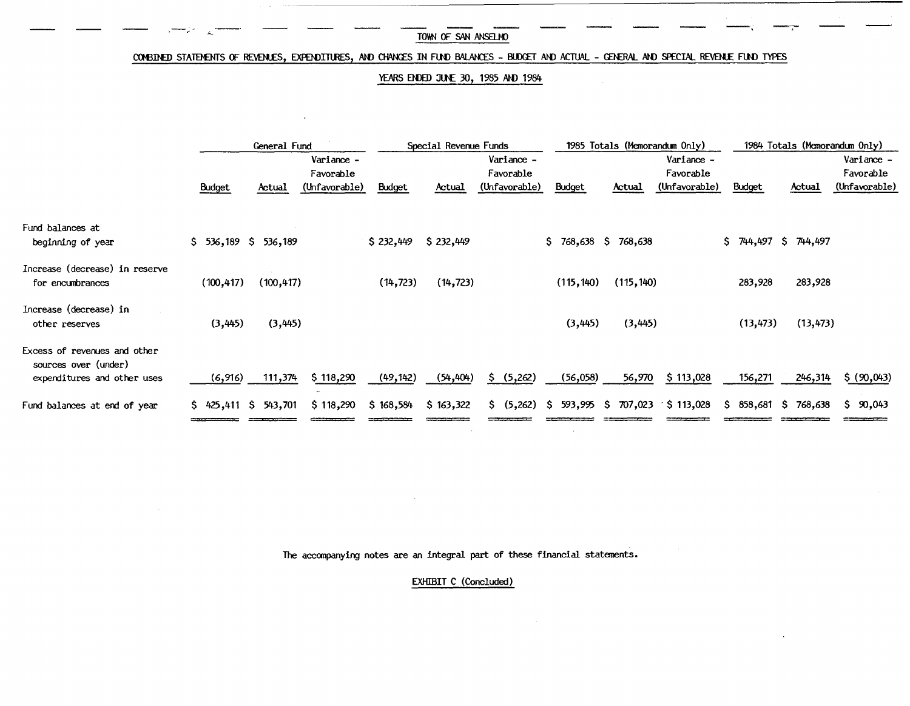TOWN OF SAN ANSELMO

COMBINED STATEMENTS OF REVENUES, EXPENDITURES, AND CHANGES IN FUND BALANCES - BUDGET AND ACTUAL - GENERAL AND SPECIAL REVENUE FUND TYPES

YEARS ENDED JUNE 30, 1985 AND 1984

| | General Fund | | | Special Revenue Funds | | | 1985 Totals (Memorandum Only) | | | 1984 Totals (Memorandum Only) | | |
|---|---|---|---|---|---|---|---|---|---|---|---|---|
| | Budget | Actual | Variance - Favorable (Unfavorable) | Budget | Actual | Variance - Favorable (Unfavorable) | Budget | Actual | Variance - Favorable (Unfavorable) | Budget | Actual | Variance - Favorable (Unfavorable) |
| Fund balances at beginning of year | $ 536,189 | $ 536,189 | | $ 232,449 | $ 232,449 | | $ 768,638 | $ 768,638 | | $ 744,497 | $ 744,497 | |
| Increase (decrease) in reserve for encumbrances | (100,417) | (100,417) | | (14,723) | (14,723) | | (115,140) | (115,140) | | 283,928 | 283,928 | |
| Increase (decrease) in other reserves | (3,445) | (3,445) | | | | | (3,445) | (3,445) | | (13,473) | (13,473) | |
| Excess of revenues and other sources over (under) expenditures and other uses | (6,916) | 111,374 | $ 118,290 | (49,142) | (54,404) | $ (5,262) | (56,058) | 56,970 | $ 113,028 | 156,271 | 246,314 | $ (90,043) |
| Fund balances at end of year | $ 425,411 | $ 543,701 | $ 118,290 | $ 168,584 | $ 163,322 | $ (5,262) | $ 593,995 | $ 707,023 | $ 113,028 | $ 858,681 | $ 768,638 | $ 90,043 |

The accompanying notes are an integral part of these financial statements.

EXHIBIT C (Concluded)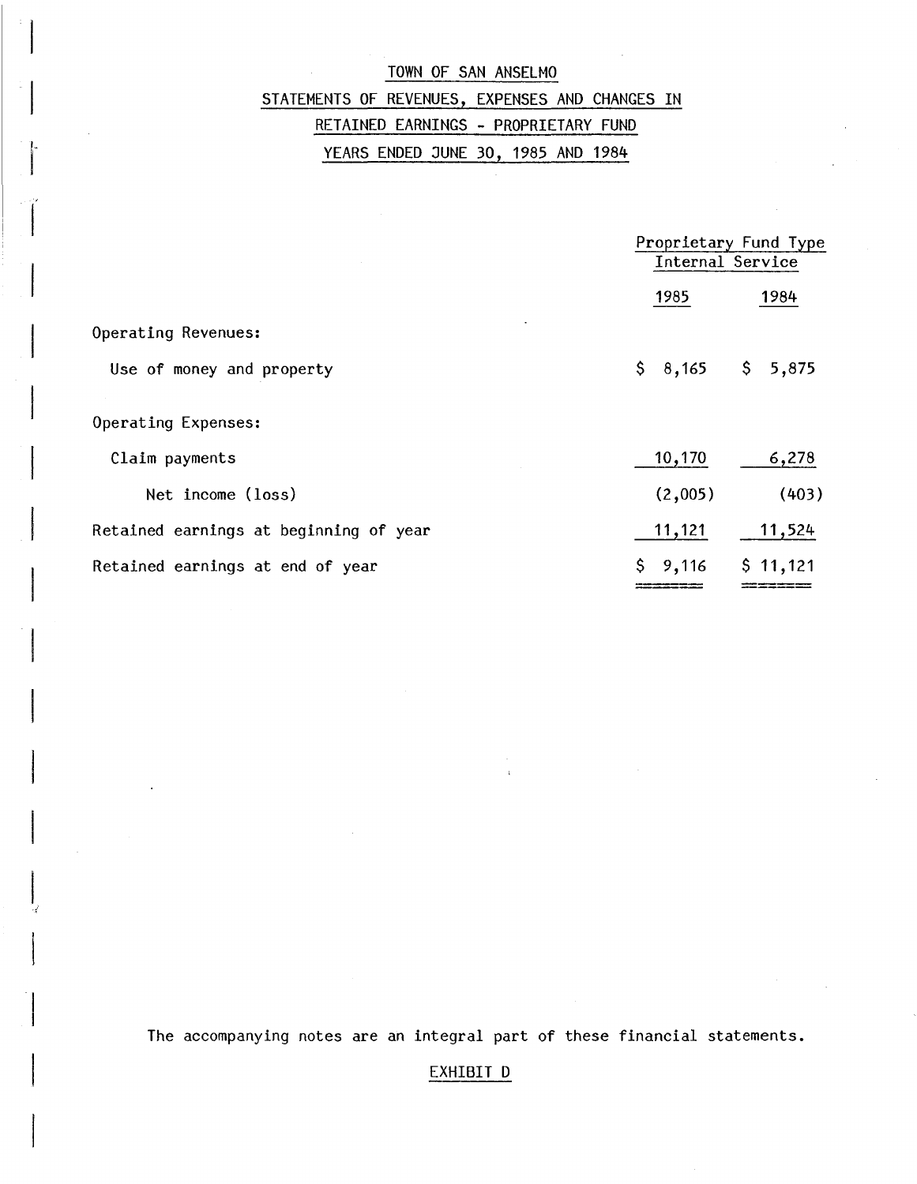# TOWN OF SAN ANSELMO

## STATEMENTS OF REVENUES, EXPENSES AND CHANGES IN RETAINED EARNINGS - PROPRIETARY FUND

## YEARS ENDED JUNE 30, 1985 AND 1984

| | Proprietary Fund Type Internal Service | |
|---|---|---|
| | 1985 | 1984 |
| Operating Revenues: | | |
| Use of money and property | $ 8,165 | $ 5,875 |
| Operating Expenses: | | |
| Claim payments | 10,170 | 6,278 |
| Net income (loss) | (2,005) | (403) |
| Retained earnings at beginning of year | 11,121 | 11,524 |
| Retained earnings at end of year | $ 9,116 | $ 11,121 |

The accompanying notes are an integral part of these financial statements.

EXHIBIT D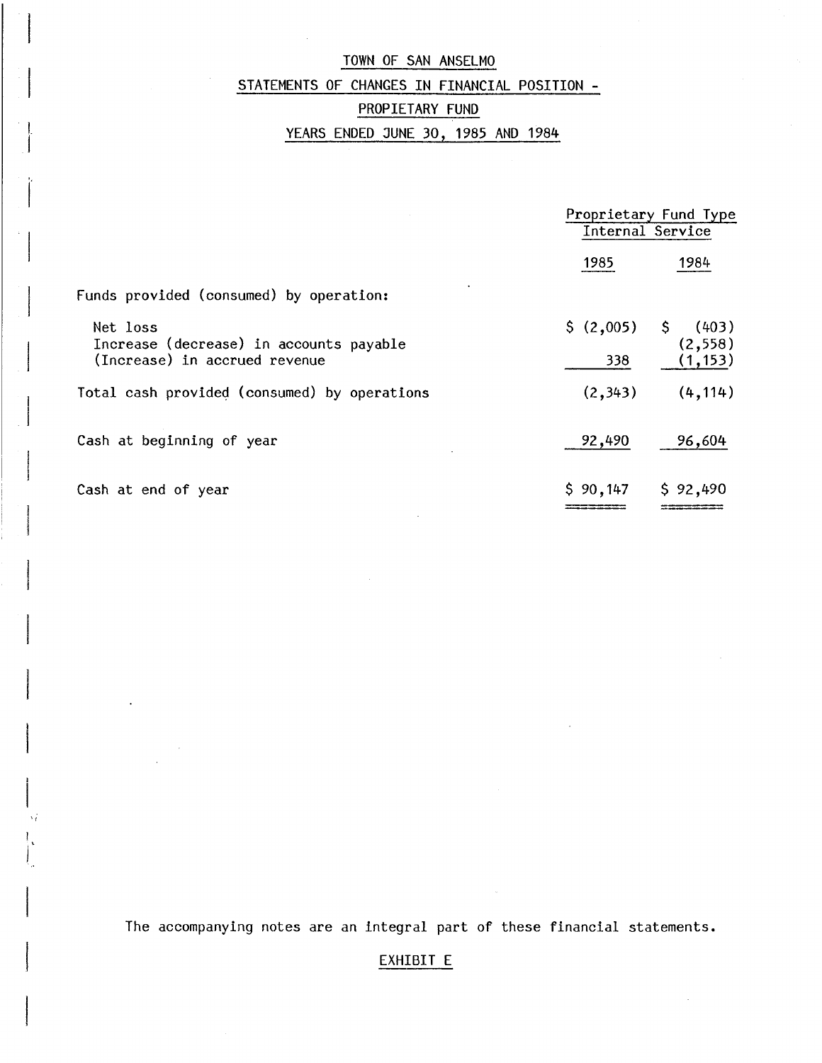# TOWN OF SAN ANSELMO

## STATEMENTS OF CHANGES IN FINANCIAL POSITION -

## PROPIETARY FUND

## YEARS ENDED JUNE 30, 1985 AND 1984

| | Proprietary Fund Type Internal Service | |
|---|---|---|
| | 1985 | 1984 |
| Funds provided (consumed) by operation: | | |
| Net loss | $ (2,005) | $ (403) |
| Increase (decrease) in accounts payable | | (2,558) |
| (Increase) in accrued revenue | 338 | (1,153) |
| Total cash provided (consumed) by operations | (2,343) | (4,114) |
| Cash at beginning of year | 92,490 | 96,604 |
| Cash at end of year | $ 90,147 | $ 92,490 |

The accompanying notes are an integral part of these financial statements.

EXHIBIT E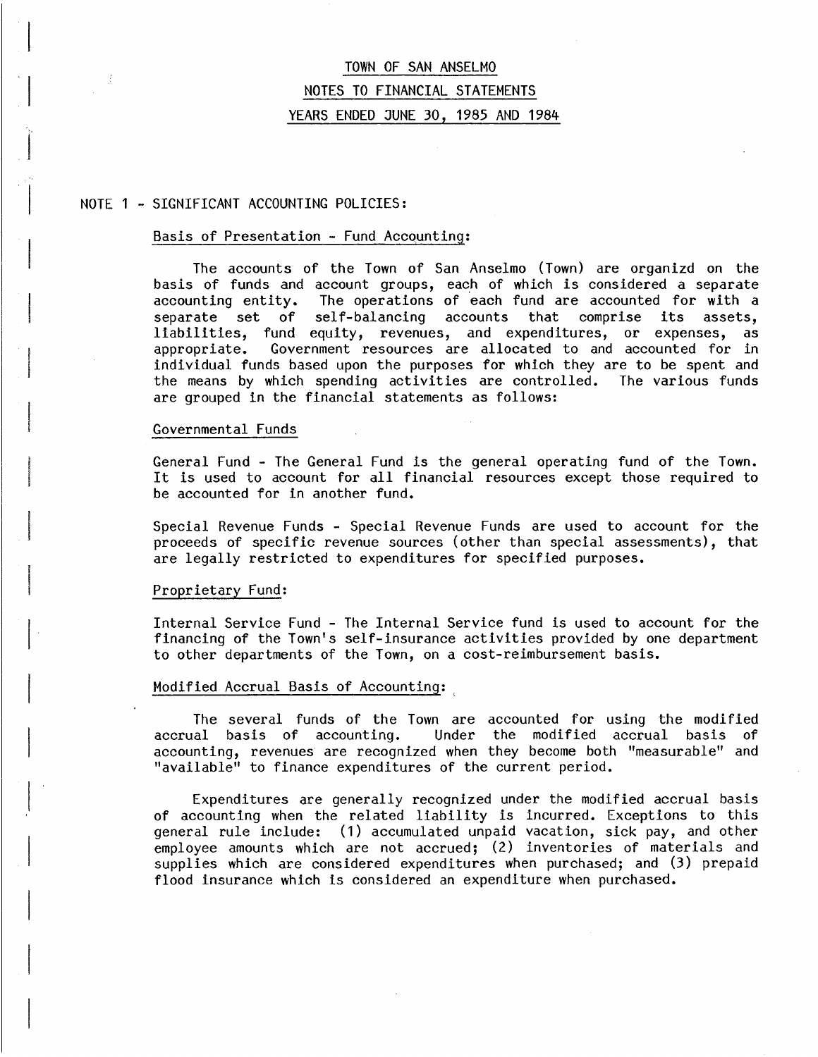# TOWN OF SAN ANSELMO

## NOTES TO FINANCIAL STATEMENTS

## YEARS ENDED JUNE 30, 1985 AND 1984

## NOTE 1 - SIGNIFICANT ACCOUNTING POLICIES:

### Basis of Presentation - Fund Accounting:

The accounts of the Town of San Anselmo (Town) are organizd on the basis of funds and account groups, each of which is considered a separate accounting entity. The operations of each fund are accounted for with a separate set of self-balancing accounts that comprise its assets, liabilities, fund equity, revenues, and expenditures, or expenses, as appropriate. Government resources are allocated to and accounted for in individual funds based upon the purposes for which they are to be spent and the means by which spending activities are controlled. The various funds are grouped in the financial statements as follows:

### Governmental Funds

General Fund - The General Fund is the general operating fund of the Town. It is used to account for all financial resources except those required to be accounted for in another fund.

Special Revenue Funds - Special Revenue Funds are used to account for the proceeds of specific revenue sources (other than special assessments), that are legally restricted to expenditures for specified purposes.

### Proprietary Fund:

Internal Service Fund - The Internal Service fund is used to account for the financing of the Town's self-insurance activities provided by one department to other departments of the Town, on a cost-reimbursement basis.

### Modified Accrual Basis of Accounting:

The several funds of the Town are accounted for using the modified accrual basis of accounting. Under the modified accrual basis of accounting, revenues are recognized when they become both "measurable" and "available" to finance expenditures of the current period.

Expenditures are generally recognized under the modified accrual basis of accounting when the related liability is incurred. Exceptions to this general rule include: (1) accumulated unpaid vacation, sick pay, and other employee amounts which are not accrued; (2) inventories of materials and supplies which are considered expenditures when purchased; and (3) prepaid flood insurance which is considered an expenditure when purchased.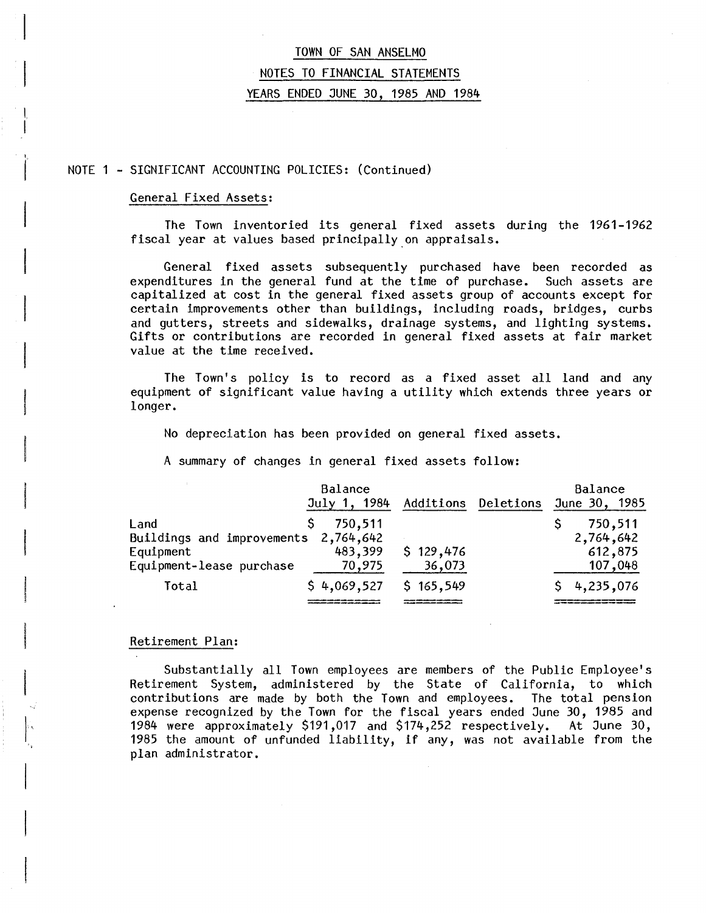# TOWN OF SAN ANSELMO

## NOTES TO FINANCIAL STATEMENTS

## YEARS ENDED JUNE 30, 1985 AND 1984

NOTE 1 - SIGNIFICANT ACCOUNTING POLICIES: (Continued)

### General Fixed Assets:

The Town inventoried its general fixed assets during the 1961-1962 fiscal year at values based principally on appraisals.

General fixed assets subsequently purchased have been recorded as expenditures in the general fund at the time of purchase. Such assets are capitalized at cost in the general fixed assets group of accounts except for certain improvements other than buildings, including roads, bridges, curbs and gutters, streets and sidewalks, drainage systems, and lighting systems. Gifts or contributions are recorded in general fixed assets at fair market value at the time received.

The Town's policy is to record as a fixed asset all land and any equipment of significant value having a utility which extends three years or longer.

No depreciation has been provided on general fixed assets.

A summary of changes in general fixed assets follow:

| | Balance July 1, 1984 | Additions | Deletions | Balance June 30, 1985 |
|---|---|---|---|---|
| Land | $ 750,511 | | | $ 750,511 |
| Buildings and improvements | 2,764,642 | | | 2,764,642 |
| Equipment | 483,399 | $ 129,476 | | 612,875 |
| Equipment-lease purchase | 70,975 | 36,073 | | 107,048 |
| Total | $ 4,069,527 | $ 165,549 | | $ 4,235,076 |

### Retirement Plan:

Substantially all Town employees are members of the Public Employee's Retirement System, administered by the State of California, to which contributions are made by both the Town and employees. The total pension expense recognized by the Town for the fiscal years ended June 30, 1985 and 1984 were approximately $191,017 and $174,252 respectively. At June 30, 1985 the amount of unfunded liability, if any, was not available from the plan administrator.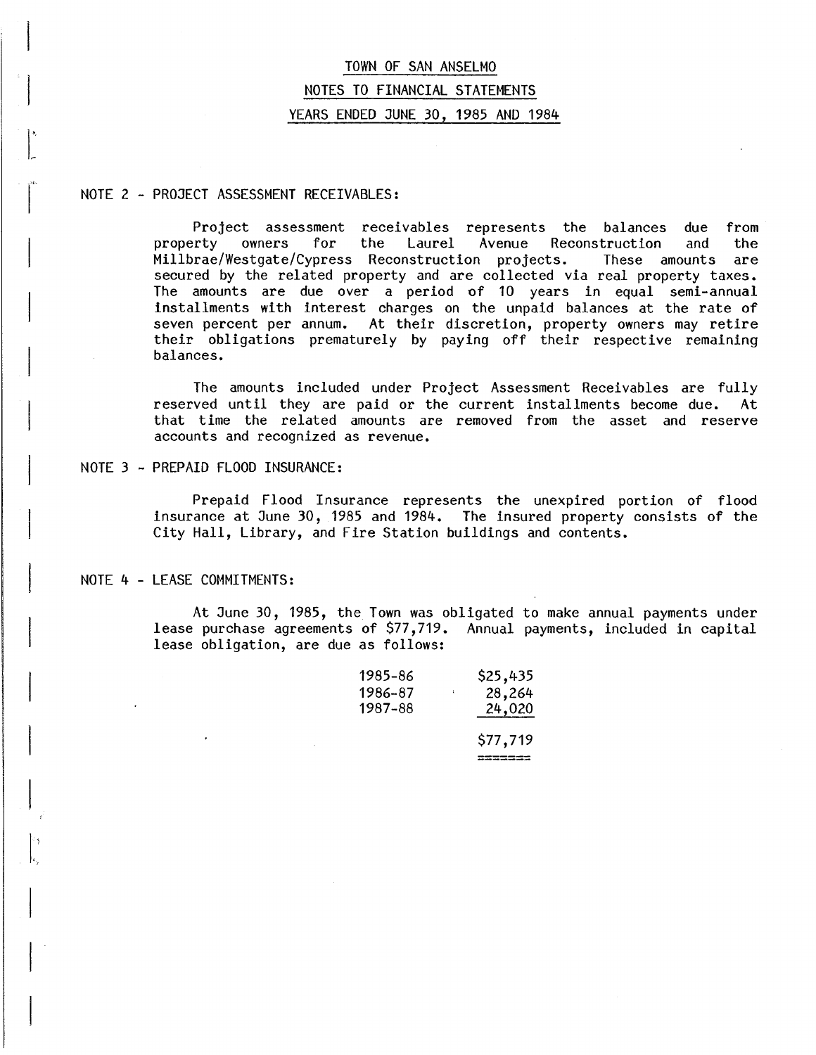# TOWN OF SAN ANSELMO

## NOTES TO FINANCIAL STATEMENTS

## YEARS ENDED JUNE 30, 1985 AND 1984

### NOTE 2 - PROJECT ASSESSMENT RECEIVABLES:

Project assessment receivables represents the balances due from property owners for the Laurel Avenue Reconstruction and the Millbrae/Westgate/Cypress Reconstruction projects. These amounts are secured by the related property and are collected via real property taxes. The amounts are due over a period of 10 years in equal semi-annual installments with interest charges on the unpaid balances at the rate of seven percent per annum. At their discretion, property owners may retire their obligations prematurely by paying off their respective remaining balances.

The amounts included under Project Assessment Receivables are fully reserved until they are paid or the current installments become due. At that time the related amounts are removed from the asset and reserve accounts and recognized as revenue.

### NOTE 3 - PREPAID FLOOD INSURANCE:

Prepaid Flood Insurance represents the unexpired portion of flood insurance at June 30, 1985 and 1984. The insured property consists of the City Hall, Library, and Fire Station buildings and contents.

### NOTE 4 - LEASE COMMITMENTS:

At June 30, 1985, the Town was obligated to make annual payments under lease purchase agreements of $77,719. Annual payments, included in capital lease obligation, are due as follows:

| | |
|---|---|
| 1985-86 | $25,435 |
| 1986-87 | 28,264 |
| 1987-88 | 24,020 |
| | $77,719 |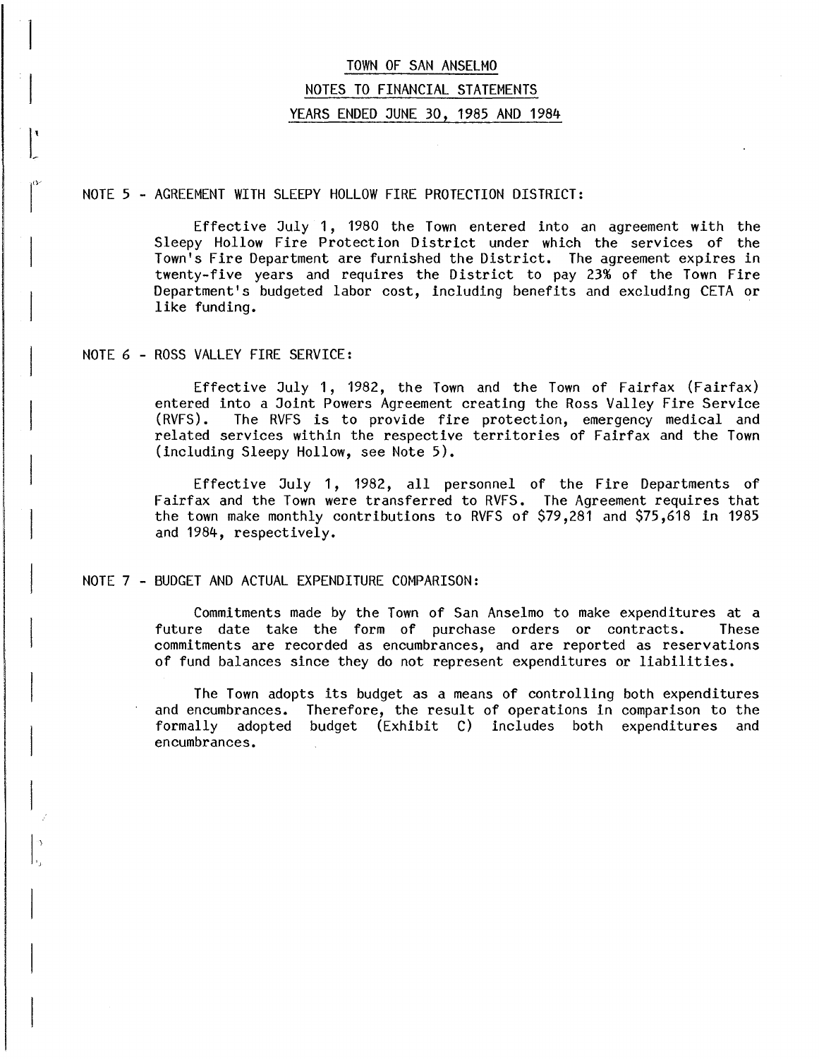# TOWN OF SAN ANSELMO

## NOTES TO FINANCIAL STATEMENTS

## YEARS ENDED JUNE 30, 1985 AND 1984

### NOTE 5 - AGREEMENT WITH SLEEPY HOLLOW FIRE PROTECTION DISTRICT:

Effective July 1, 1980 the Town entered into an agreement with the Sleepy Hollow Fire Protection District under which the services of the Town's Fire Department are furnished the District. The agreement expires in twenty-five years and requires the District to pay 23% of the Town Fire Department's budgeted labor cost, including benefits and excluding CETA or like funding.

### NOTE 6 - ROSS VALLEY FIRE SERVICE:

Effective July 1, 1982, the Town and the Town of Fairfax (Fairfax) entered into a Joint Powers Agreement creating the Ross Valley Fire Service (RVFS). The RVFS is to provide fire protection, emergency medical and related services within the respective territories of Fairfax and the Town (including Sleepy Hollow, see Note 5).

Effective July 1, 1982, all personnel of the Fire Departments of Fairfax and the Town were transferred to RVFS. The Agreement requires that the town make monthly contributions to RVFS of $79,281 and $75,618 in 1985 and 1984, respectively.

### NOTE 7 - BUDGET AND ACTUAL EXPENDITURE COMPARISON:

Commitments made by the Town of San Anselmo to make expenditures at a future date take the form of purchase orders or contracts. These commitments are recorded as encumbrances, and are reported as reservations of fund balances since they do not represent expenditures or liabilities.

The Town adopts its budget as a means of controlling both expenditures and encumbrances. Therefore, the result of operations in comparison to the formally adopted budget (Exhibit C) includes both expenditures and encumbrances.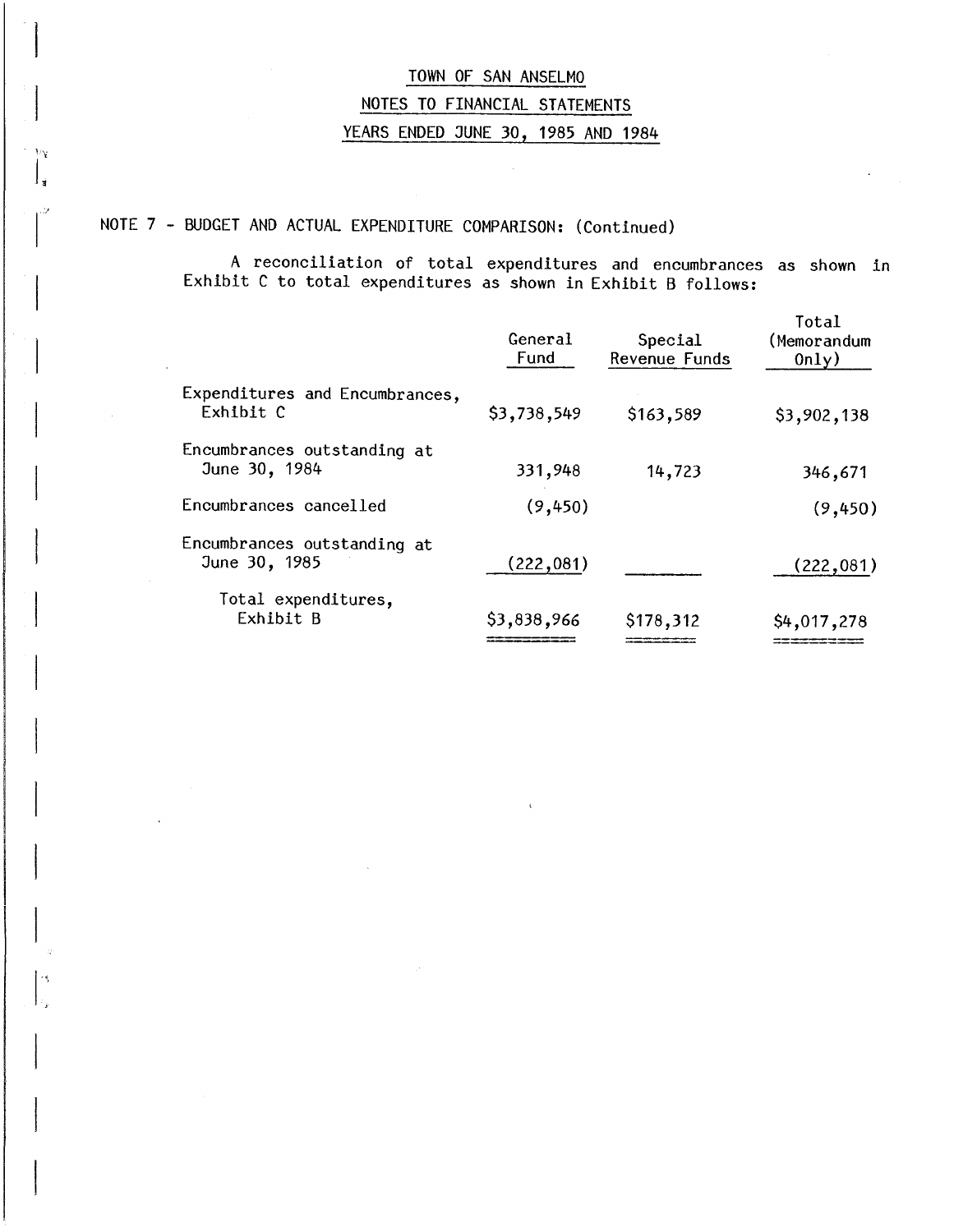# TOWN OF SAN ANSELMO

## NOTES TO FINANCIAL STATEMENTS

## YEARS ENDED JUNE 30, 1985 AND 1984

NOTE 7 - BUDGET AND ACTUAL EXPENDITURE COMPARISON: (Continued)

A reconciliation of total expenditures and encumbrances as shown in Exhibit C to total expenditures as shown in Exhibit B follows:

| | General Fund | Special Revenue Funds | Total (Memorandum Only) |
|---|---|---|---|
| Expenditures and Encumbrances, Exhibit C | $3,738,549 | $163,589 | $3,902,138 |
| Encumbrances outstanding at June 30, 1984 | 331,948 | 14,723 | 346,671 |
| Encumbrances cancelled | (9,450) | | (9,450) |
| Encumbrances outstanding at June 30, 1985 | (222,081) | | (222,081) |
| Total expenditures, Exhibit B | $3,838,966 | $178,312 | $4,017,278 |